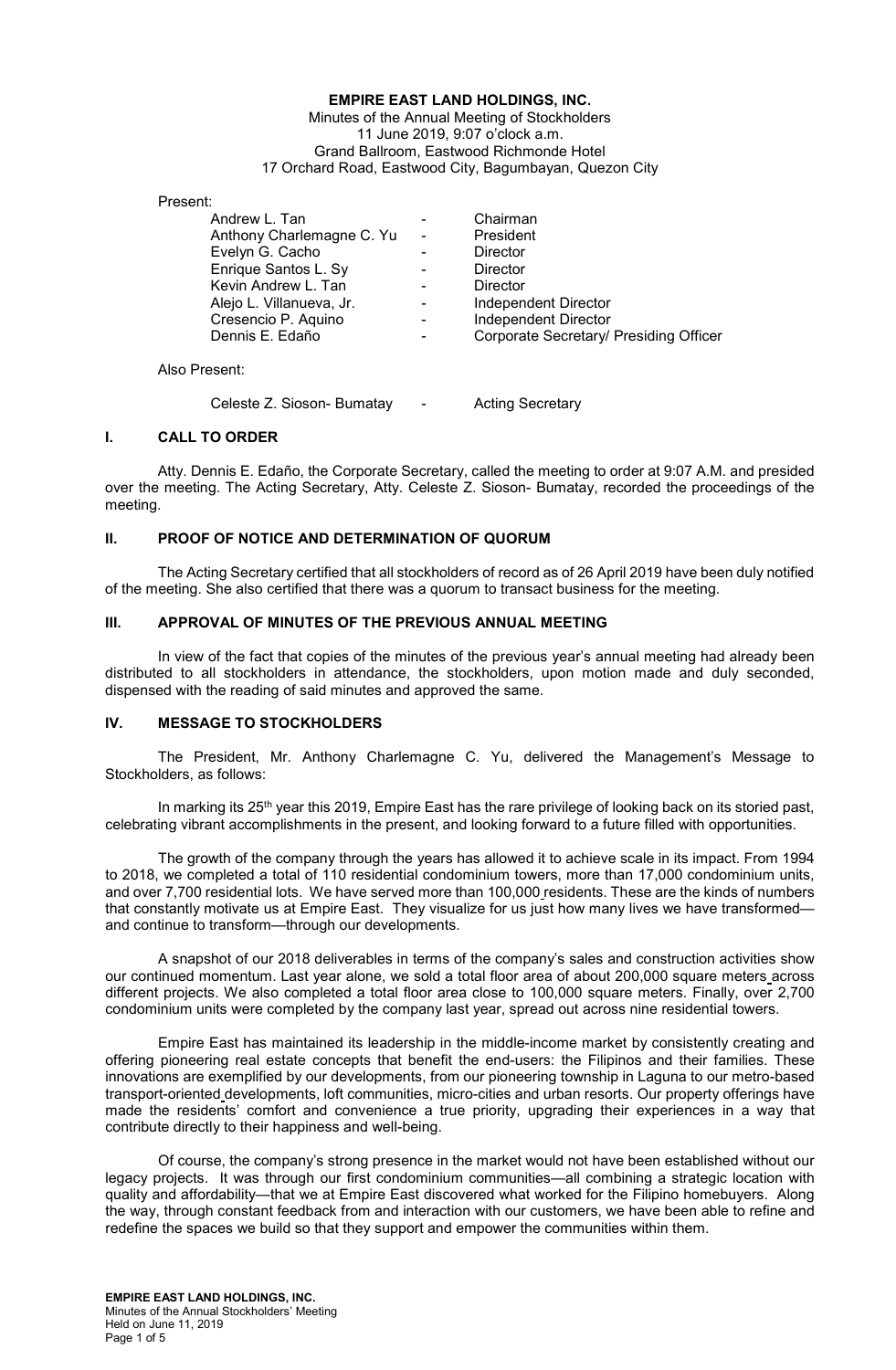**EMPIRE EAST LAND HOLDINGS, INC.**

Minutes of the Annual Meeting of Stockholders
11 June 2019, 9:07 o'clock a.m.
Grand Ballroom, Eastwood Richmonde Hotel
17 Orchard Road, Eastwood City, Bagumbayan, Quezon City

Present:

| | | |
|---|---|---|
| Andrew L. Tan | - | Chairman |
| Anthony Charlemagne C. Yu | - | President |
| Evelyn G. Cacho | - | Director |
| Enrique Santos L. Sy | - | Director |
| Kevin Andrew L. Tan | - | Director |
| Alejo L. Villanueva, Jr. | - | Independent Director |
| Cresencio P. Aquino | - | Independent Director |
| Dennis E. Edaño | - | Corporate Secretary/ Presiding Officer |

Also Present:

| | | |
|---|---|---|
| Celeste Z. Sioson- Bumatay | - | Acting Secretary |

## I. CALL TO ORDER

Atty. Dennis E. Edaño, the Corporate Secretary, called the meeting to order at 9:07 A.M. and presided over the meeting. The Acting Secretary, Atty. Celeste Z. Sioson- Bumatay, recorded the proceedings of the meeting.

## II. PROOF OF NOTICE AND DETERMINATION OF QUORUM

The Acting Secretary certified that all stockholders of record as of 26 April 2019 have been duly notified of the meeting. She also certified that there was a quorum to transact business for the meeting.

## III. APPROVAL OF MINUTES OF THE PREVIOUS ANNUAL MEETING

In view of the fact that copies of the minutes of the previous year's annual meeting had already been distributed to all stockholders in attendance, the stockholders, upon motion made and duly seconded, dispensed with the reading of said minutes and approved the same.

## IV. MESSAGE TO STOCKHOLDERS

The President, Mr. Anthony Charlemagne C. Yu, delivered the Management's Message to Stockholders, as follows:

In marking its 25th year this 2019, Empire East has the rare privilege of looking back on its storied past, celebrating vibrant accomplishments in the present, and looking forward to a future filled with opportunities.

The growth of the company through the years has allowed it to achieve scale in its impact. From 1994 to 2018, we completed a total of 110 residential condominium towers, more than 17,000 condominium units, and over 7,700 residential lots. We have served more than 100,000 residents. These are the kinds of numbers that constantly motivate us at Empire East. They visualize for us just how many lives we have transformed—and continue to transform—through our developments.

A snapshot of our 2018 deliverables in terms of the company's sales and construction activities show our continued momentum. Last year alone, we sold a total floor area of about 200,000 square meters across different projects. We also completed a total floor area close to 100,000 square meters. Finally, over 2,700 condominium units were completed by the company last year, spread out across nine residential towers.

Empire East has maintained its leadership in the middle-income market by consistently creating and offering pioneering real estate concepts that benefit the end-users: the Filipinos and their families. These innovations are exemplified by our developments, from our pioneering township in Laguna to our metro-based transport-oriented developments, loft communities, micro-cities and urban resorts. Our property offerings have made the residents' comfort and convenience a true priority, upgrading their experiences in a way that contribute directly to their happiness and well-being.

Of course, the company's strong presence in the market would not have been established without our legacy projects. It was through our first condominium communities—all combining a strategic location with quality and affordability—that we at Empire East discovered what worked for the Filipino homebuyers. Along the way, through constant feedback from and interaction with our customers, we have been able to refine and redefine the spaces we build so that they support and empower the communities within them.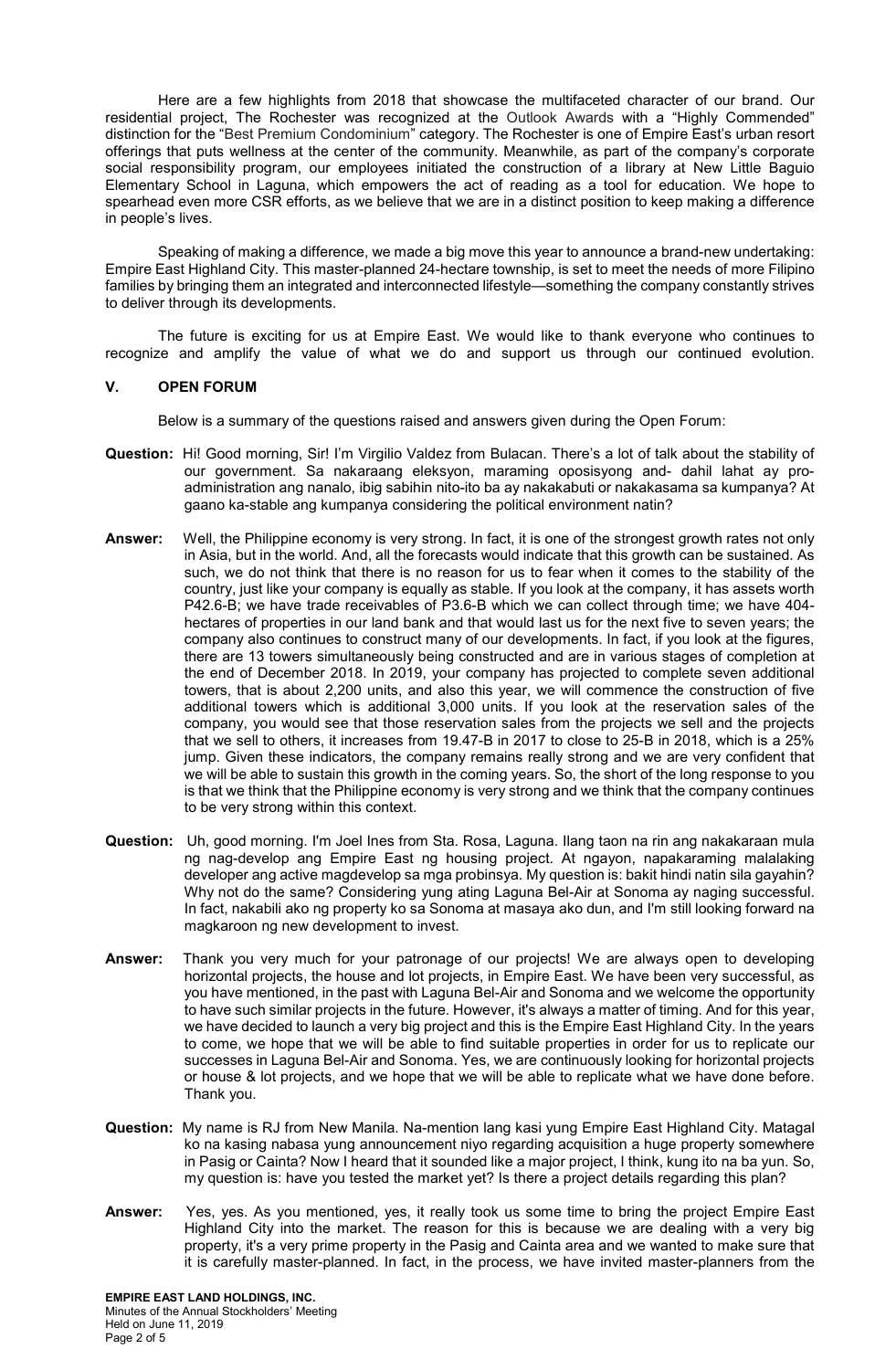Here are a few highlights from 2018 that showcase the multifaceted character of our brand. Our residential project, The Rochester was recognized at the Outlook Awards with a "Highly Commended" distinction for the "Best Premium Condominium" category. The Rochester is one of Empire East's urban resort offerings that puts wellness at the center of the community. Meanwhile, as part of the company's corporate social responsibility program, our employees initiated the construction of a library at New Little Baguio Elementary School in Laguna, which empowers the act of reading as a tool for education. We hope to spearhead even more CSR efforts, as we believe that we are in a distinct position to keep making a difference in people's lives.

Speaking of making a difference, we made a big move this year to announce a brand-new undertaking: Empire East Highland City. This master-planned 24-hectare township, is set to meet the needs of more Filipino families by bringing them an integrated and interconnected lifestyle—something the company constantly strives to deliver through its developments.

The future is exciting for us at Empire East. We would like to thank everyone who continues to recognize and amplify the value of what we do and support us through our continued evolution.

## V. OPEN FORUM

Below is a summary of the questions raised and answers given during the Open Forum:

**Question:** Hi! Good morning, Sir! I'm Virgilio Valdez from Bulacan. There's a lot of talk about the stability of our government. Sa nakaraang eleksyon, maraming oposisyong and- dahil lahat ay pro-administration ang nanalo, ibig sabihin nito-ito ba ay nakakabuti or nakakasama sa kumpanya? At gaano ka-stable ang kumpanya considering the political environment natin?

**Answer:** Well, the Philippine economy is very strong. In fact, it is one of the strongest growth rates not only in Asia, but in the world. And, all the forecasts would indicate that this growth can be sustained. As such, we do not think that there is no reason for us to fear when it comes to the stability of the country, just like your company is equally as stable. If you look at the company, it has assets worth P42.6-B; we have trade receivables of P3.6-B which we can collect through time; we have 404-hectares of properties in our land bank and that would last us for the next five to seven years; the company also continues to construct many of our developments. In fact, if you look at the figures, there are 13 towers simultaneously being constructed and are in various stages of completion at the end of December 2018. In 2019, your company has projected to complete seven additional towers, that is about 2,200 units, and also this year, we will commence the construction of five additional towers which is additional 3,000 units. If you look at the reservation sales of the company, you would see that those reservation sales from the projects we sell and the projects that we sell to others, it increases from 19.47-B in 2017 to close to 25-B in 2018, which is a 25% jump. Given these indicators, the company remains really strong and we are very confident that we will be able to sustain this growth in the coming years. So, the short of the long response to you is that we think that the Philippine economy is very strong and we think that the company continues to be very strong within this context.

**Question:** Uh, good morning. I'm Joel Ines from Sta. Rosa, Laguna. Ilang taon na rin ang nakakaraan mula ng nag-develop ang Empire East ng housing project. At ngayon, napakaraming malalaking developer ang active magdevelop sa mga probinsya. My question is: bakit hindi natin sila gayahin? Why not do the same? Considering yung ating Laguna Bel-Air at Sonoma ay naging successful. In fact, nakabili ako ng property ko sa Sonoma at masaya ako dun, and I'm still looking forward na magkaroon ng new development to invest.

**Answer:** Thank you very much for your patronage of our projects! We are always open to developing horizontal projects, the house and lot projects, in Empire East. We have been very successful, as you have mentioned, in the past with Laguna Bel-Air and Sonoma and we welcome the opportunity to have such similar projects in the future. However, it's always a matter of timing. And for this year, we have decided to launch a very big project and this is the Empire East Highland City. In the years to come, we hope that we will be able to find suitable properties in order for us to replicate our successes in Laguna Bel-Air and Sonoma. Yes, we are continuously looking for horizontal projects or house & lot projects, and we hope that we will be able to replicate what we have done before. Thank you.

**Question:** My name is RJ from New Manila. Na-mention lang kasi yung Empire East Highland City. Matagal ko na kasing nabasa yung announcement niyo regarding acquisition a huge property somewhere in Pasig or Cainta? Now I heard that it sounded like a major project, I think, kung ito na ba yun. So, my question is: have you tested the market yet? Is there a project details regarding this plan?

**Answer:** Yes, yes. As you mentioned, yes, it really took us some time to bring the project Empire East Highland City into the market. The reason for this is because we are dealing with a very big property, it's a very prime property in the Pasig and Cainta area and we wanted to make sure that it is carefully master-planned. In fact, in the process, we have invited master-planners from the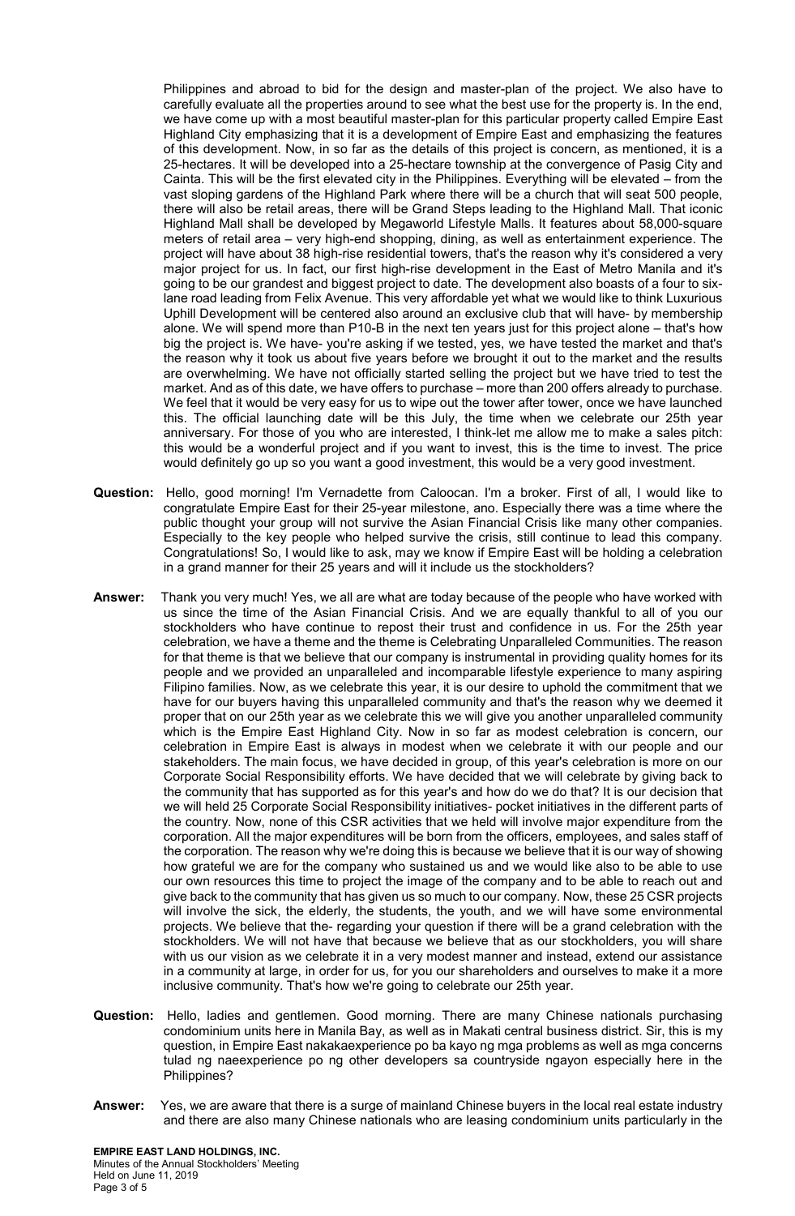Philippines and abroad to bid for the design and master-plan of the project. We also have to carefully evaluate all the properties around to see what the best use for the property is. In the end, we have come up with a most beautiful master-plan for this particular property called Empire East Highland City emphasizing that it is a development of Empire East and emphasizing the features of this development. Now, in so far as the details of this project is concern, as mentioned, it is a 25-hectares. It will be developed into a 25-hectare township at the convergence of Pasig City and Cainta. This will be the first elevated city in the Philippines. Everything will be elevated – from the vast sloping gardens of the Highland Park where there will be a church that will seat 500 people, there will also be retail areas, there will be Grand Steps leading to the Highland Mall. That iconic Highland Mall shall be developed by Megaworld Lifestyle Malls. It features about 58,000-square meters of retail area – very high-end shopping, dining, as well as entertainment experience. The project will have about 38 high-rise residential towers, that's the reason why it's considered a very major project for us. In fact, our first high-rise development in the East of Metro Manila and it's going to be our grandest and biggest project to date. The development also boasts of a four to six-lane road leading from Felix Avenue. This very affordable yet what we would like to think Luxurious Uphill Development will be centered also around an exclusive club that will have- by membership alone. We will spend more than P10-B in the next ten years just for this project alone – that's how big the project is. We have- you're asking if we tested, yes, we have tested the market and that's the reason why it took us about five years before we brought it out to the market and the results are overwhelming. We have not officially started selling the project but we have tried to test the market. And as of this date, we have offers to purchase – more than 200 offers already to purchase. We feel that it would be very easy for us to wipe out the tower after tower, once we have launched this. The official launching date will be this July, the time when we celebrate our 25th year anniversary. For those of you who are interested, I think-let me allow me to make a sales pitch: this would be a wonderful project and if you want to invest, this is the time to invest. The price would definitely go up so you want a good investment, this would be a very good investment.

**Question:** Hello, good morning! I'm Vernadette from Caloocan. I'm a broker. First of all, I would like to congratulate Empire East for their 25-year milestone, ano. Especially there was a time where the public thought your group will not survive the Asian Financial Crisis like many other companies. Especially to the key people who helped survive the crisis, still continue to lead this company. Congratulations! So, I would like to ask, may we know if Empire East will be holding a celebration in a grand manner for their 25 years and will it include us the stockholders?

**Answer:** Thank you very much! Yes, we all are what are today because of the people who have worked with us since the time of the Asian Financial Crisis. And we are equally thankful to all of you our stockholders who have continue to repost their trust and confidence in us. For the 25th year celebration, we have a theme and the theme is Celebrating Unparalleled Communities. The reason for that theme is that we believe that our company is instrumental in providing quality homes for its people and we provided an unparalleled and incomparable lifestyle experience to many aspiring Filipino families. Now, as we celebrate this year, it is our desire to uphold the commitment that we have for our buyers having this unparalleled community and that's the reason why we deemed it proper that on our 25th year as we celebrate this we will give you another unparalleled community which is the Empire East Highland City. Now in so far as modest celebration is concern, our celebration in Empire East is always in modest when we celebrate it with our people and our stakeholders. The main focus, we have decided in group, of this year's celebration is more on our Corporate Social Responsibility efforts. We have decided that we will celebrate by giving back to the community that has supported as for this year's and how do we do that? It is our decision that we will held 25 Corporate Social Responsibility initiatives- pocket initiatives in the different parts of the country. Now, none of this CSR activities that we held will involve major expenditure from the corporation. All the major expenditures will be born from the officers, employees, and sales staff of the corporation. The reason why we're doing this is because we believe that it is our way of showing how grateful we are for the company who sustained us and we would like also to be able to use our own resources this time to project the image of the company and to be able to reach out and give back to the community that has given us so much to our company. Now, these 25 CSR projects will involve the sick, the elderly, the students, the youth, and we will have some environmental projects. We believe that the- regarding your question if there will be a grand celebration with the stockholders. We will not have that because we believe that as our stockholders, you will share with us our vision as we celebrate it in a very modest manner and instead, extend our assistance in a community at large, in order for us, for you our shareholders and ourselves to make it a more inclusive community. That's how we're going to celebrate our 25th year.

**Question:** Hello, ladies and gentlemen. Good morning. There are many Chinese nationals purchasing condominium units here in Manila Bay, as well as in Makati central business district. Sir, this is my question, in Empire East nakakaexperience po ba kayo ng mga problems as well as mga concerns tulad ng naeexperience po ng other developers sa countryside ngayon especially here in the Philippines?

**Answer:** Yes, we are aware that there is a surge of mainland Chinese buyers in the local real estate industry and there are also many Chinese nationals who are leasing condominium units particularly in the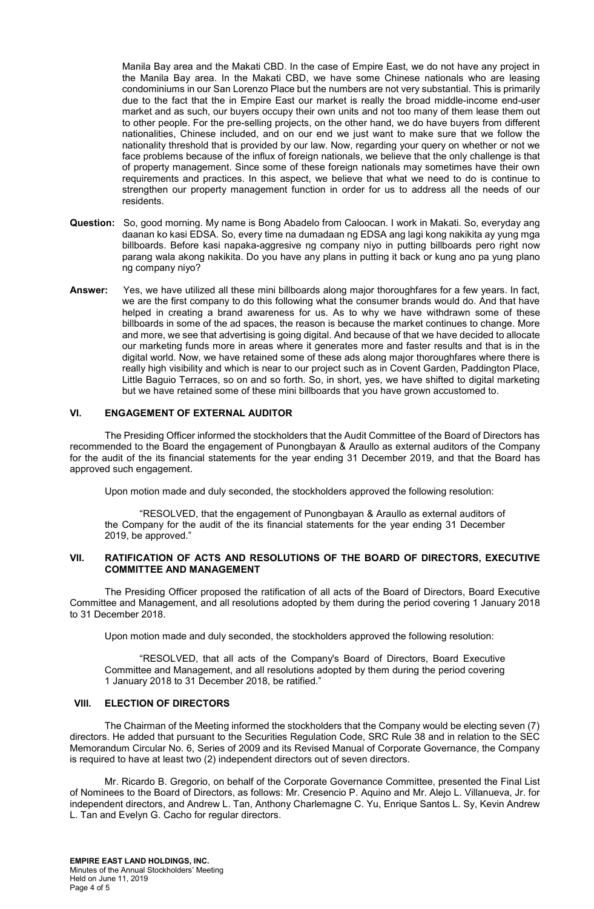Manila Bay area and the Makati CBD. In the case of Empire East, we do not have any project in the Manila Bay area. In the Makati CBD, we have some Chinese nationals who are leasing condominiums in our San Lorenzo Place but the numbers are not very substantial. This is primarily due to the fact that the in Empire East our market is really the broad middle-income end-user market and as such, our buyers occupy their own units and not too many of them lease them out to other people. For the pre-selling projects, on the other hand, we do have buyers from different nationalities, Chinese included, and on our end we just want to make sure that we follow the nationality threshold that is provided by our law. Now, regarding your query on whether or not we face problems because of the influx of foreign nationals, we believe that the only challenge is that of property management. Since some of these foreign nationals may sometimes have their own requirements and practices. In this aspect, we believe that what we need to do is continue to strengthen our property management function in order for us to address all the needs of our residents.

**Question:** So, good morning. My name is Bong Abadelo from Caloocan. I work in Makati. So, everyday ang daanan ko kasi EDSA. So, every time na dumadaan ng EDSA ang lagi kong nakikita ay yung mga billboards. Before kasi napaka-aggresive ng company niyo in putting billboards pero right now parang wala akong nakikita. Do you have any plans in putting it back or kung ano pa yung plano ng company niyo?

**Answer:** Yes, we have utilized all these mini billboards along major thoroughfares for a few years. In fact, we are the first company to do this following what the consumer brands would do. And that have helped in creating a brand awareness for us. As to why we have withdrawn some of these billboards in some of the ad spaces, the reason is because the market continues to change. More and more, we see that advertising is going digital. And because of that we have decided to allocate our marketing funds more in areas where it generates more and faster results and that is in the digital world. Now, we have retained some of these ads along major thoroughfares where there is really high visibility and which is near to our project such as in Covent Garden, Paddington Place, Little Baguio Terraces, so on and so forth. So, in short, yes, we have shifted to digital marketing but we have retained some of these mini billboards that you have grown accustomed to.

## VI. ENGAGEMENT OF EXTERNAL AUDITOR

The Presiding Officer informed the stockholders that the Audit Committee of the Board of Directors has recommended to the Board the engagement of Punongbayan & Araullo as external auditors of the Company for the audit of the its financial statements for the year ending 31 December 2019, and that the Board has approved such engagement.

Upon motion made and duly seconded, the stockholders approved the following resolution:

> "RESOLVED, that the engagement of Punongbayan & Araullo as external auditors of the Company for the audit of the its financial statements for the year ending 31 December 2019, be approved."

## VII. RATIFICATION OF ACTS AND RESOLUTIONS OF THE BOARD OF DIRECTORS, EXECUTIVE COMMITTEE AND MANAGEMENT

The Presiding Officer proposed the ratification of all acts of the Board of Directors, Board Executive Committee and Management, and all resolutions adopted by them during the period covering 1 January 2018 to 31 December 2018.

Upon motion made and duly seconded, the stockholders approved the following resolution:

> "RESOLVED, that all acts of the Company's Board of Directors, Board Executive Committee and Management, and all resolutions adopted by them during the period covering 1 January 2018 to 31 December 2018, be ratified."

## VIII. ELECTION OF DIRECTORS

The Chairman of the Meeting informed the stockholders that the Company would be electing seven (7) directors. He added that pursuant to the Securities Regulation Code, SRC Rule 38 and in relation to the SEC Memorandum Circular No. 6, Series of 2009 and its Revised Manual of Corporate Governance, the Company is required to have at least two (2) independent directors out of seven directors.

Mr. Ricardo B. Gregorio, on behalf of the Corporate Governance Committee, presented the Final List of Nominees to the Board of Directors, as follows: Mr. Cresencio P. Aquino and Mr. Alejo L. Villanueva, Jr. for independent directors, and Andrew L. Tan, Anthony Charlemagne C. Yu, Enrique Santos L. Sy, Kevin Andrew L. Tan and Evelyn G. Cacho for regular directors.

**EMPIRE EAST LAND HOLDINGS, INC.**
Minutes of the Annual Stockholders' Meeting
Held on June 11, 2019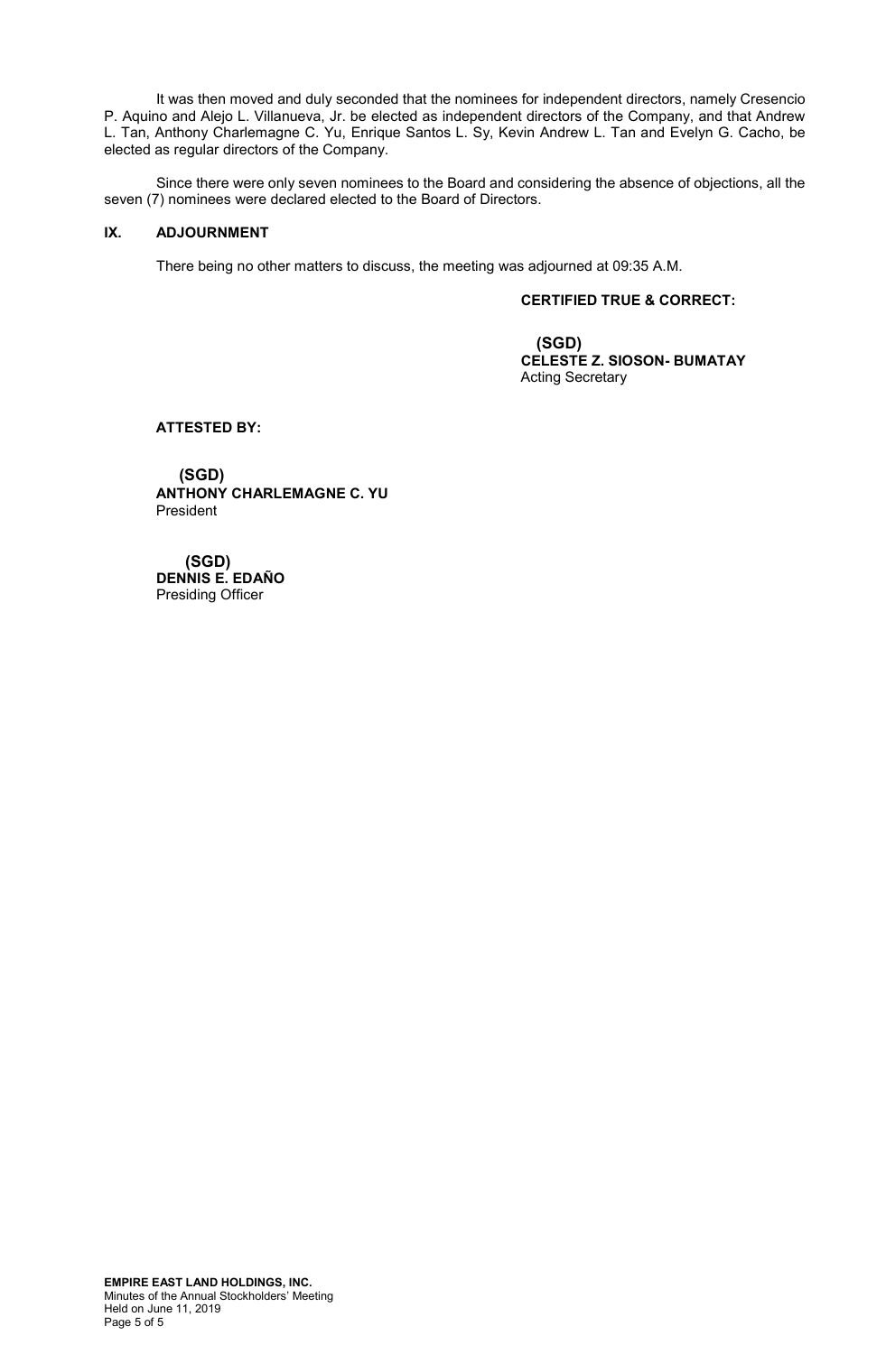It was then moved and duly seconded that the nominees for independent directors, namely Cresencio P. Aquino and Alejo L. Villanueva, Jr. be elected as independent directors of the Company, and that Andrew L. Tan, Anthony Charlemagne C. Yu, Enrique Santos L. Sy, Kevin Andrew L. Tan and Evelyn G. Cacho, be elected as regular directors of the Company.

Since there were only seven nominees to the Board and considering the absence of objections, all the seven (7) nominees were declared elected to the Board of Directors.

## IX. ADJOURNMENT

There being no other matters to discuss, the meeting was adjourned at 09:35 A.M.

**CERTIFIED TRUE & CORRECT:**

**(SGD)**
**CELESTE Z. SIOSON- BUMATAY**
Acting Secretary

**ATTESTED BY:**

**(SGD)**
**ANTHONY CHARLEMAGNE C. YU**
President

**(SGD)**
**DENNIS E. EDAÑO**
Presiding Officer